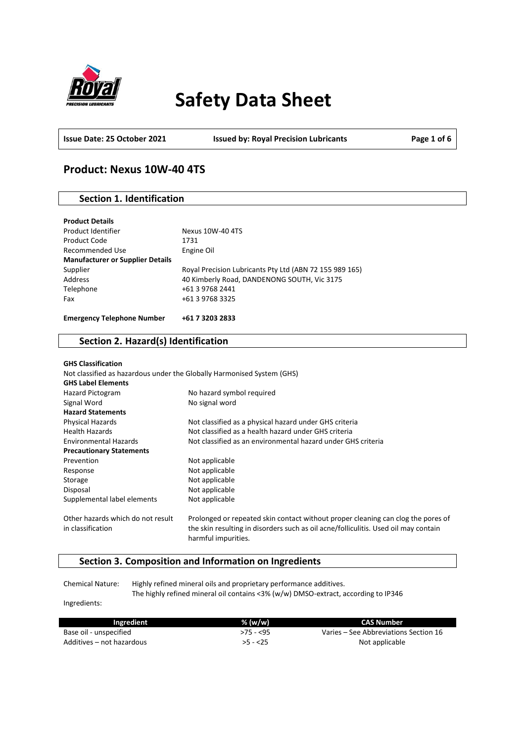# Safety Data Sheet

**Issue Date: 25 October 2021** **Issued by: Royal Precision Lubricants**

## Product: Nexus 10W-40 4TS

### Section 1. Identification

**Product Details**

| | |
|---|---|
| Product Identifier | Nexus 10W-40 4TS |
| Product Code | 1731 |
| Recommended Use | Engine Oil |
| **Manufacturer or Supplier Details** | |
| Supplier | Royal Precision Lubricants Pty Ltd (ABN 72 155 989 165) |
| Address | 40 Kimberly Road, DANDENONG SOUTH, Vic 3175 |
| Telephone | +61 3 9768 2441 |
| Fax | +61 3 9768 3325 |

**Emergency Telephone Number** **+61 7 3203 2833**

### Section 2. Hazard(s) Identification

**GHS Classification**

Not classified as hazardous under the Globally Harmonised System (GHS)

| | |
|---|---|
| **GHS Label Elements** | |
| Hazard Pictogram | No hazard symbol required |
| Signal Word | No signal word |
| **Hazard Statements** | |
| Physical Hazards | Not classified as a physical hazard under GHS criteria |
| Health Hazards | Not classified as a health hazard under GHS criteria |
| Environmental Hazards | Not classified as an environmental hazard under GHS criteria |
| **Precautionary Statements** | |
| Prevention | Not applicable |
| Response | Not applicable |
| Storage | Not applicable |
| Disposal | Not applicable |
| Supplemental label elements | Not applicable |
| Other hazards which do not result in classification | Prolonged or repeated skin contact without proper cleaning can clog the pores of the skin resulting in disorders such as oil acne/folliculitis. Used oil may contain harmful impurities. |

### Section 3. Composition and Information on Ingredients

Chemical Nature: Highly refined mineral oils and proprietary performance additives.
The highly refined mineral oil contains <3% (w/w) DMSO-extract, according to IP346

Ingredients:

| Ingredient | % (w/w) | CAS Number |
|---|---|---|
| Base oil - unspecified | >75 - <95 | Varies – See Abbreviations Section 16 |
| Additives – not hazardous | >5 - <25 | Not applicable |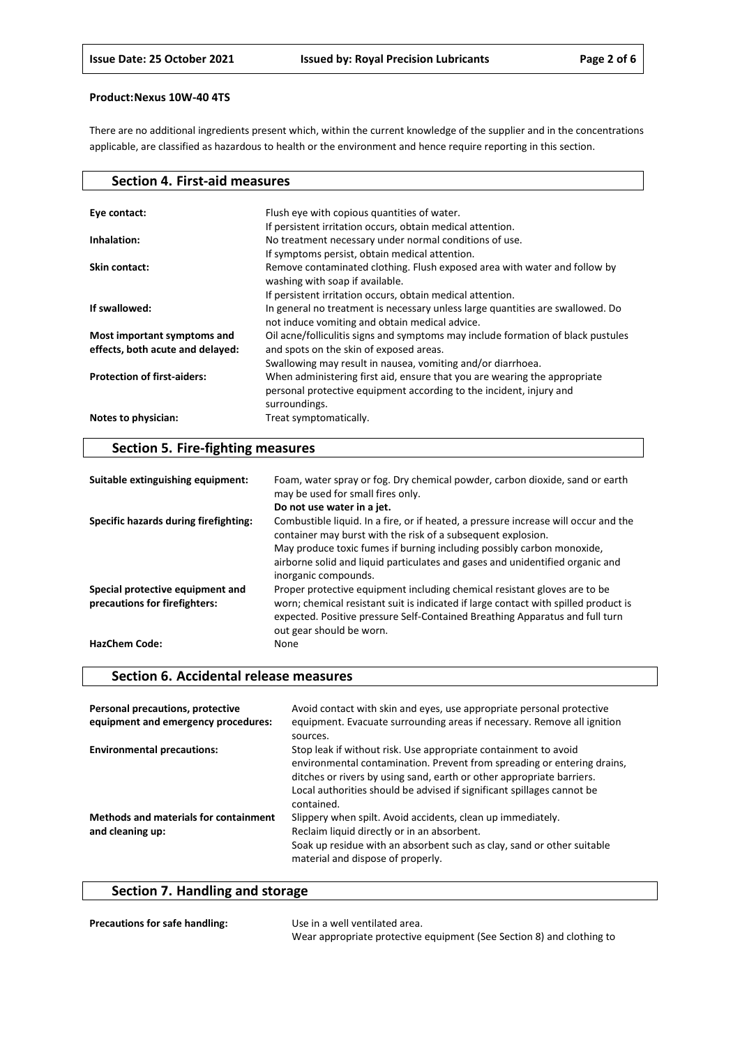**Product:Nexus 10W-40 4TS**

There are no additional ingredients present which, within the current knowledge of the supplier and in the concentrations applicable, are classified as hazardous to health or the environment and hence require reporting in this section.

## Section 4. First-aid measures

| | |
|---|---|
| **Eye contact:** | Flush eye with copious quantities of water.<br>If persistent irritation occurs, obtain medical attention. |
| **Inhalation:** | No treatment necessary under normal conditions of use.<br>If symptoms persist, obtain medical attention. |
| **Skin contact:** | Remove contaminated clothing. Flush exposed area with water and follow by washing with soap if available.<br>If persistent irritation occurs, obtain medical attention. |
| **If swallowed:** | In general no treatment is necessary unless large quantities are swallowed. Do not induce vomiting and obtain medical advice. |
| **Most important symptoms and effects, both acute and delayed:** | Oil acne/folliculitis signs and symptoms may include formation of black pustules and spots on the skin of exposed areas.<br>Swallowing may result in nausea, vomiting and/or diarrhoea. |
| **Protection of first-aiders:** | When administering first aid, ensure that you are wearing the appropriate personal protective equipment according to the incident, injury and surroundings. |
| **Notes to physician:** | Treat symptomatically. |

## Section 5. Fire-fighting measures

| | |
|---|---|
| **Suitable extinguishing equipment:** | Foam, water spray or fog. Dry chemical powder, carbon dioxide, sand or earth may be used for small fires only.<br>**Do not use water in a jet.** |
| **Specific hazards during firefighting:** | Combustible liquid. In a fire, or if heated, a pressure increase will occur and the container may burst with the risk of a subsequent explosion.<br>May produce toxic fumes if burning including possibly carbon monoxide, airborne solid and liquid particulates and gases and unidentified organic and inorganic compounds. |
| **Special protective equipment and precautions for firefighters:** | Proper protective equipment including chemical resistant gloves are to be worn; chemical resistant suit is indicated if large contact with spilled product is expected. Positive pressure Self-Contained Breathing Apparatus and full turn out gear should be worn. |
| **HazChem Code:** | None |

## Section 6. Accidental release measures

| | |
|---|---|
| **Personal precautions, protective equipment and emergency procedures:** | Avoid contact with skin and eyes, use appropriate personal protective equipment. Evacuate surrounding areas if necessary. Remove all ignition sources. |
| **Environmental precautions:** | Stop leak if without risk. Use appropriate containment to avoid environmental contamination. Prevent from spreading or entering drains, ditches or rivers by using sand, earth or other appropriate barriers.<br>Local authorities should be advised if significant spillages cannot be contained. |
| **Methods and materials for containment and cleaning up:** | Slippery when spilt. Avoid accidents, clean up immediately.<br>Reclaim liquid directly or in an absorbent.<br>Soak up residue with an absorbent such as clay, sand or other suitable material and dispose of properly. |

## Section 7. Handling and storage

| | |
|---|---|
| **Precautions for safe handling:** | Use in a well ventilated area.<br>Wear appropriate protective equipment (See Section 8) and clothing to |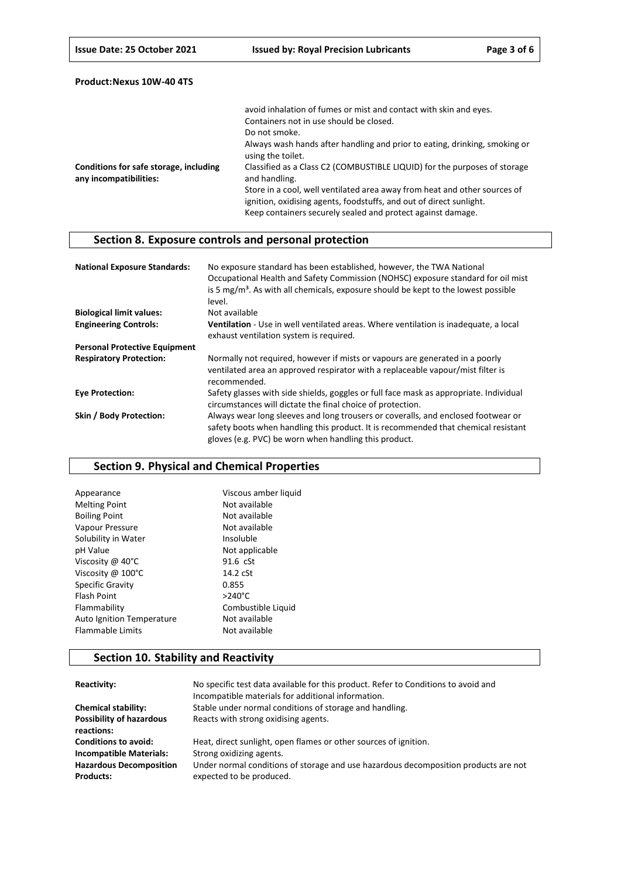**Product: Nexus 10W-40 4TS**

| | |
|---|---|
| | avoid inhalation of fumes or mist and contact with skin and eyes. Containers not in use should be closed. Do not smoke. Always wash hands after handling and prior to eating, drinking, smoking or using the toilet. |
| **Conditions for safe storage, including any incompatibilities:** | Classified as a Class C2 (COMBUSTIBLE LIQUID) for the purposes of storage and handling. Store in a cool, well ventilated area away from heat and other sources of ignition, oxidising agents, foodstuffs, and out of direct sunlight. Keep containers securely sealed and protect against damage. |

## Section 8. Exposure controls and personal protection

| | |
|---|---|
| **National Exposure Standards:** | No exposure standard has been established, however, the TWA National Occupational Health and Safety Commission (NOHSC) exposure standard for oil mist is 5 mg/m³. As with all chemicals, exposure should be kept to the lowest possible level. |
| **Biological limit values:** | Not available |
| **Engineering Controls:** | **Ventilation** - Use in well ventilated areas. Where ventilation is inadequate, a local exhaust ventilation system is required. |
| **Personal Protective Equipment** | |
| **Respiratory Protection:** | Normally not required, however if mists or vapours are generated in a poorly ventilated area an approved respirator with a replaceable vapour/mist filter is recommended. |
| **Eye Protection:** | Safety glasses with side shields, goggles or full face mask as appropriate. Individual circumstances will dictate the final choice of protection. |
| **Skin / Body Protection:** | Always wear long sleeves and long trousers or coveralls, and enclosed footwear or safety boots when handling this product. It is recommended that chemical resistant gloves (e.g. PVC) be worn when handling this product. |

## Section 9. Physical and Chemical Properties

| | |
|---|---|
| Appearance | Viscous amber liquid |
| Melting Point | Not available |
| Boiling Point | Not available |
| Vapour Pressure | Not available |
| Solubility in Water | Insoluble |
| pH Value | Not applicable |
| Viscosity @ 40°C | 91.6 cSt |
| Viscosity @ 100°C | 14.2 cSt |
| Specific Gravity | 0.855 |
| Flash Point | >240°C |
| Flammability | Combustible Liquid |
| Auto Ignition Temperature | Not available |
| Flammable Limits | Not available |

## Section 10. Stability and Reactivity

| | |
|---|---|
| **Reactivity:** | No specific test data available for this product. Refer to Conditions to avoid and Incompatible materials for additional information. |
| **Chemical stability:** | Stable under normal conditions of storage and handling. |
| **Possibility of hazardous reactions:** | Reacts with strong oxidising agents. |
| **Conditions to avoid:** | Heat, direct sunlight, open flames or other sources of ignition. |
| **Incompatible Materials:** | Strong oxidizing agents. |
| **Hazardous Decomposition Products:** | Under normal conditions of storage and use hazardous decomposition products are not expected to be produced. |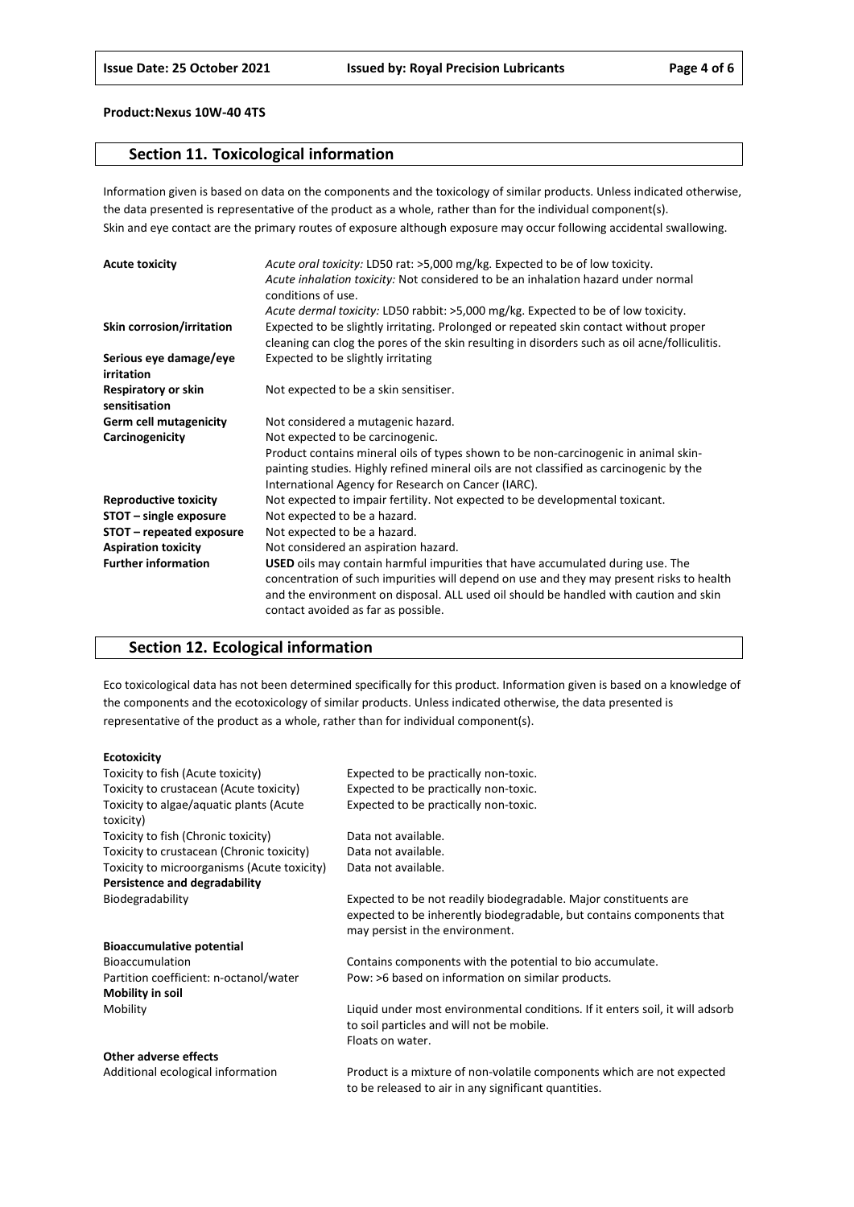**Product:Nexus 10W-40 4TS**

## Section 11. Toxicological information

Information given is based on data on the components and the toxicology of similar products. Unless indicated otherwise, the data presented is representative of the product as a whole, rather than for the individual component(s).
Skin and eye contact are the primary routes of exposure although exposure may occur following accidental swallowing.

| | |
|---|---|
| **Acute toxicity** | *Acute oral toxicity:* LD50 rat: >5,000 mg/kg. Expected to be of low toxicity.<br>*Acute inhalation toxicity:* Not considered to be an inhalation hazard under normal conditions of use.<br>*Acute dermal toxicity:* LD50 rabbit: >5,000 mg/kg. Expected to be of low toxicity. |
| **Skin corrosion/irritation** | Expected to be slightly irritating. Prolonged or repeated skin contact without proper cleaning can clog the pores of the skin resulting in disorders such as oil acne/folliculitis. |
| **Serious eye damage/eye irritation** | Expected to be slightly irritating |
| **Respiratory or skin sensitisation** | Not expected to be a skin sensitiser. |
| **Germ cell mutagenicity** | Not considered a mutagenic hazard. |
| **Carcinogenicity** | Not expected to be carcinogenic.<br>Product contains mineral oils of types shown to be non-carcinogenic in animal skin-painting studies. Highly refined mineral oils are not classified as carcinogenic by the International Agency for Research on Cancer (IARC). |
| **Reproductive toxicity** | Not expected to impair fertility. Not expected to be developmental toxicant. |
| **STOT – single exposure** | Not expected to be a hazard. |
| **STOT – repeated exposure** | Not expected to be a hazard. |
| **Aspiration toxicity** | Not considered an aspiration hazard. |
| **Further information** | **USED** oils may contain harmful impurities that have accumulated during use. The concentration of such impurities will depend on use and they may present risks to health and the environment on disposal. ALL used oil should be handled with caution and skin contact avoided as far as possible. |

## Section 12. Ecological information

Eco toxicological data has not been determined specifically for this product. Information given is based on a knowledge of the components and the ecotoxicology of similar products. Unless indicated otherwise, the data presented is representative of the product as a whole, rather than for individual component(s).

| | |
|---|---|
| **Ecotoxicity** | |
| Toxicity to fish (Acute toxicity) | Expected to be practically non-toxic. |
| Toxicity to crustacean (Acute toxicity) | Expected to be practically non-toxic. |
| Toxicity to algae/aquatic plants (Acute toxicity) | Expected to be practically non-toxic. |
| Toxicity to fish (Chronic toxicity) | Data not available. |
| Toxicity to crustacean (Chronic toxicity) | Data not available. |
| Toxicity to microorganisms (Acute toxicity) | Data not available. |
| **Persistence and degradability** | |
| Biodegradability | Expected to be not readily biodegradable. Major constituents are expected to be inherently biodegradable, but contains components that may persist in the environment. |
| **Bioaccumulative potential** | |
| Bioaccumulation | Contains components with the potential to bio accumulate. |
| Partition coefficient: n-octanol/water | Pow: >6 based on information on similar products. |
| **Mobility in soil** | |
| Mobility | Liquid under most environmental conditions. If it enters soil, it will adsorb to soil particles and will not be mobile.<br>Floats on water. |
| **Other adverse effects** | |
| Additional ecological information | Product is a mixture of non-volatile components which are not expected to be released to air in any significant quantities. |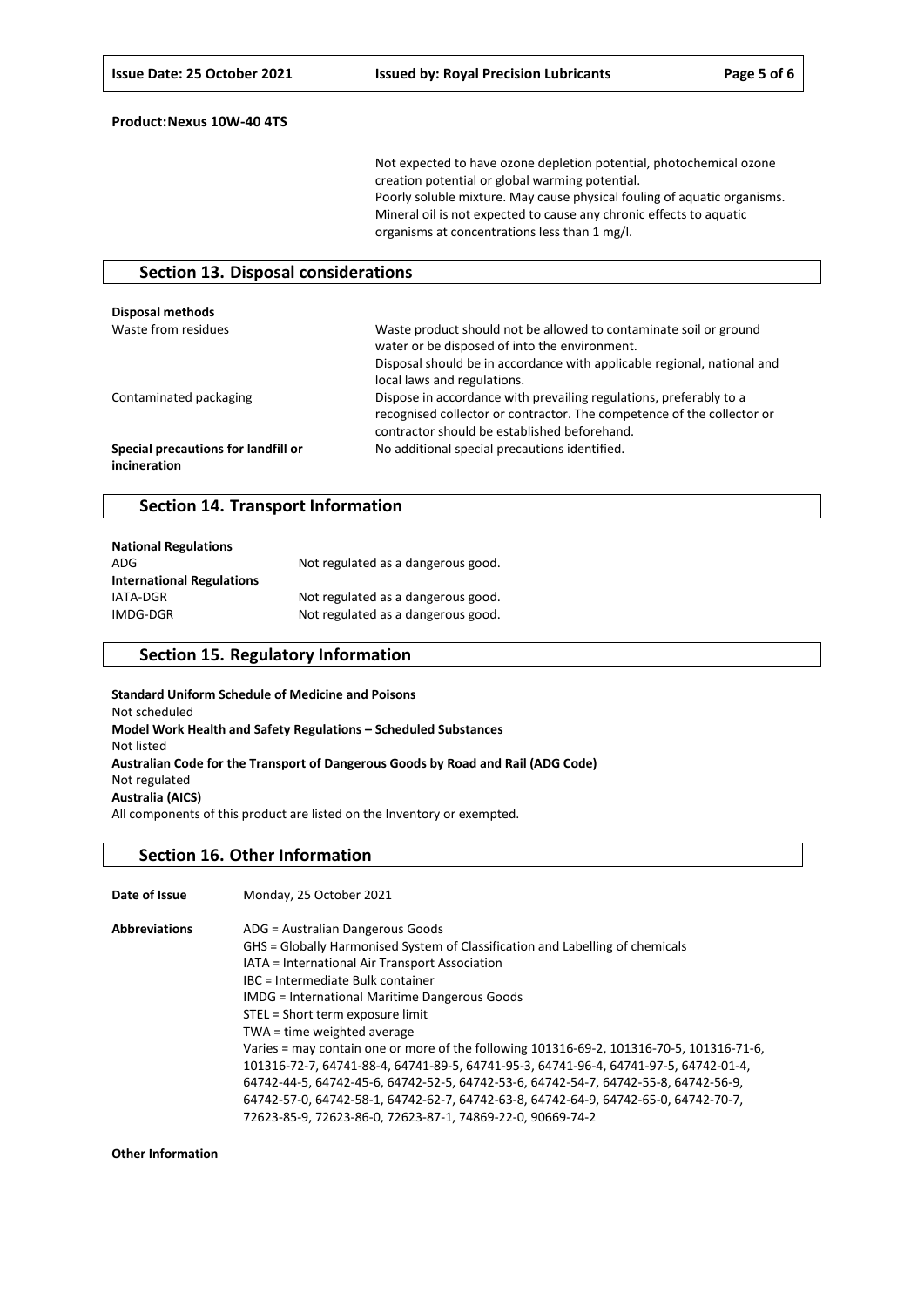**Product:Nexus 10W-40 4TS**

Not expected to have ozone depletion potential, photochemical ozone creation potential or global warming potential.
Poorly soluble mixture. May cause physical fouling of aquatic organisms.
Mineral oil is not expected to cause any chronic effects to aquatic organisms at concentrations less than 1 mg/l.

## Section 13. Disposal considerations

**Disposal methods**

| | |
|---|---|
| Waste from residues | Waste product should not be allowed to contaminate soil or ground water or be disposed of into the environment. Disposal should be in accordance with applicable regional, national and local laws and regulations. |
| Contaminated packaging | Dispose in accordance with prevailing regulations, preferably to a recognised collector or contractor. The competence of the collector or contractor should be established beforehand. |
| **Special precautions for landfill or incineration** | No additional special precautions identified. |

## Section 14. Transport Information

| | |
|---|---|
| **National Regulations** | |
| ADG | Not regulated as a dangerous good. |
| **International Regulations** | |
| IATA-DGR | Not regulated as a dangerous good. |
| IMDG-DGR | Not regulated as a dangerous good. |

## Section 15. Regulatory Information

**Standard Uniform Schedule of Medicine and Poisons**
Not scheduled
**Model Work Health and Safety Regulations – Scheduled Substances**
Not listed
**Australian Code for the Transport of Dangerous Goods by Road and Rail (ADG Code)**
Not regulated
**Australia (AICS)**
All components of this product are listed on the Inventory or exempted.

## Section 16. Other Information

**Date of Issue** Monday, 25 October 2021

**Abbreviations**

ADG = Australian Dangerous Goods
GHS = Globally Harmonised System of Classification and Labelling of chemicals
IATA = International Air Transport Association
IBC = Intermediate Bulk container
IMDG = International Maritime Dangerous Goods
STEL = Short term exposure limit
TWA = time weighted average
Varies = may contain one or more of the following 101316-69-2, 101316-70-5, 101316-71-6, 101316-72-7, 64741-88-4, 64741-89-5, 64741-95-3, 64741-96-4, 64741-97-5, 64742-01-4, 64742-44-5, 64742-45-6, 64742-52-5, 64742-53-6, 64742-54-7, 64742-55-8, 64742-56-9, 64742-57-0, 64742-58-1, 64742-62-7, 64742-63-8, 64742-64-9, 64742-65-0, 64742-70-7, 72623-85-9, 72623-86-0, 72623-87-1, 74869-22-0, 90669-74-2

**Other Information**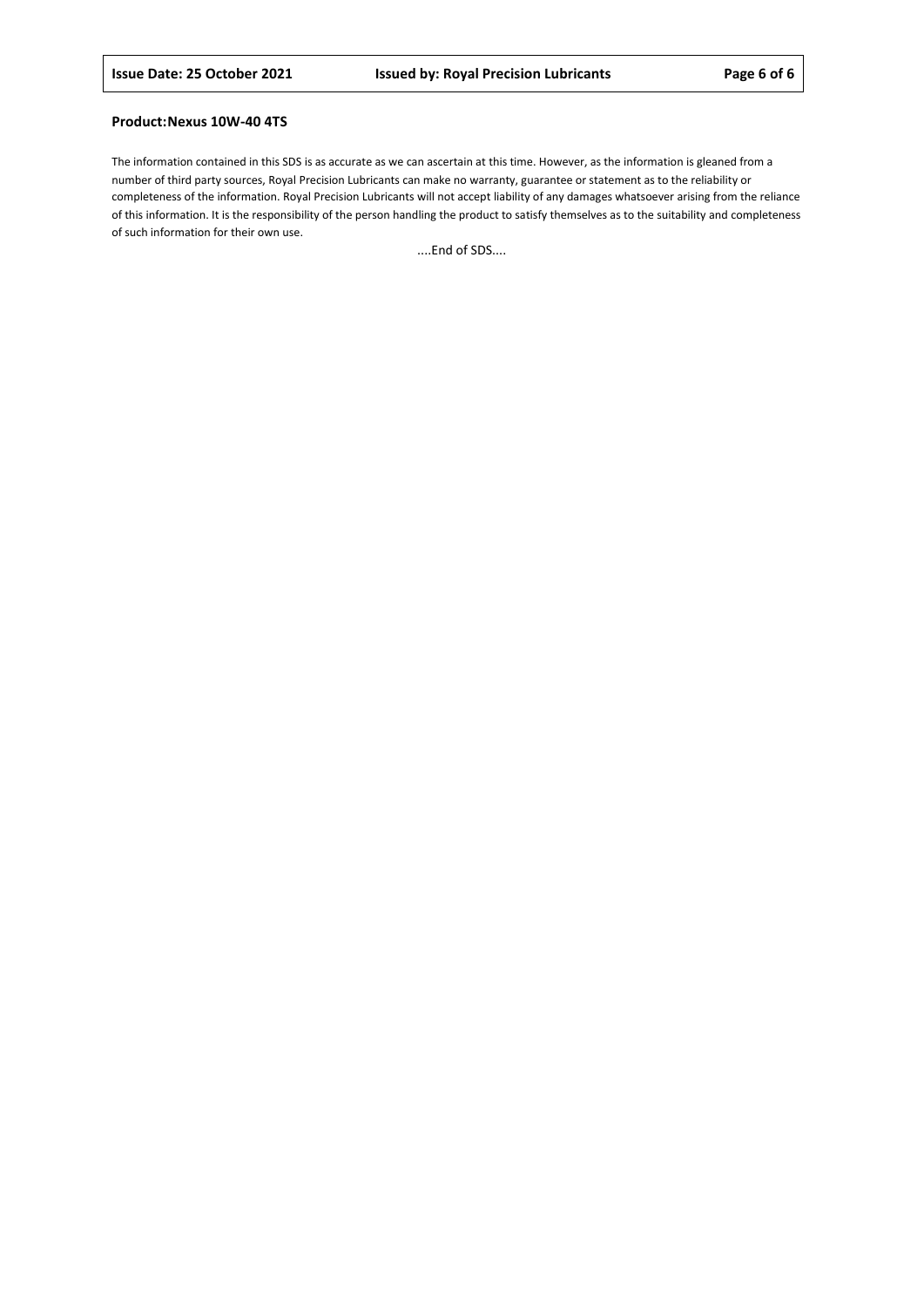**Product:Nexus 10W-40 4TS**

The information contained in this SDS is as accurate as we can ascertain at this time. However, as the information is gleaned from a number of third party sources, Royal Precision Lubricants can make no warranty, guarantee or statement as to the reliability or completeness of the information. Royal Precision Lubricants will not accept liability of any damages whatsoever arising from the reliance of this information. It is the responsibility of the person handling the product to satisfy themselves as to the suitability and completeness of such information for their own use.

....End of SDS....